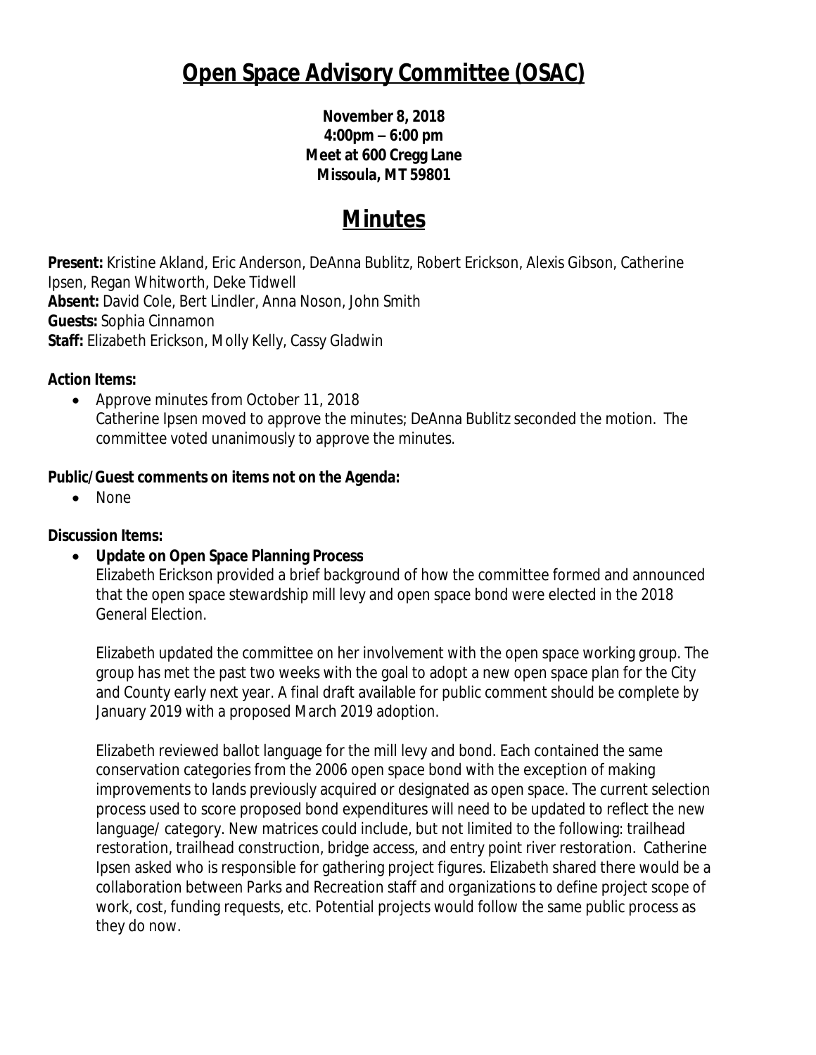# Open Space Advisory Committee (OSAC)

**November 8, 2018**
**4:00pm – 6:00 pm**
**Meet at 600 Cregg Lane**
**Missoula, MT 59801**

# Minutes

**Present:** Kristine Akland, Eric Anderson, DeAnna Bublitz, Robert Erickson, Alexis Gibson, Catherine Ipsen, Regan Whitworth, Deke Tidwell
**Absent:** David Cole, Bert Lindler, Anna Noson, John Smith
**Guests:** Sophia Cinnamon
**Staff:** Elizabeth Erickson, Molly Kelly, Cassy Gladwin

**Action Items:**

- Approve minutes from October 11, 2018
  Catherine Ipsen moved to approve the minutes; DeAnna Bublitz seconded the motion. The committee voted unanimously to approve the minutes.

**Public/Guest comments on items not on the Agenda:**

- None

**Discussion Items:**

- **Update on Open Space Planning Process**
  Elizabeth Erickson provided a brief background of how the committee formed and announced that the open space stewardship mill levy and open space bond were elected in the 2018 General Election.

  Elizabeth updated the committee on her involvement with the open space working group. The group has met the past two weeks with the goal to adopt a new open space plan for the City and County early next year. A final draft available for public comment should be complete by January 2019 with a proposed March 2019 adoption.

  Elizabeth reviewed ballot language for the mill levy and bond. Each contained the same conservation categories from the 2006 open space bond with the exception of making improvements to lands previously acquired or designated as open space. The current selection process used to score proposed bond expenditures will need to be updated to reflect the new language/ category. New matrices could include, but not limited to the following: trailhead restoration, trailhead construction, bridge access, and entry point river restoration. Catherine Ipsen asked who is responsible for gathering project figures. Elizabeth shared there would be a collaboration between Parks and Recreation staff and organizations to define project scope of work, cost, funding requests, etc. Potential projects would follow the same public process as they do now.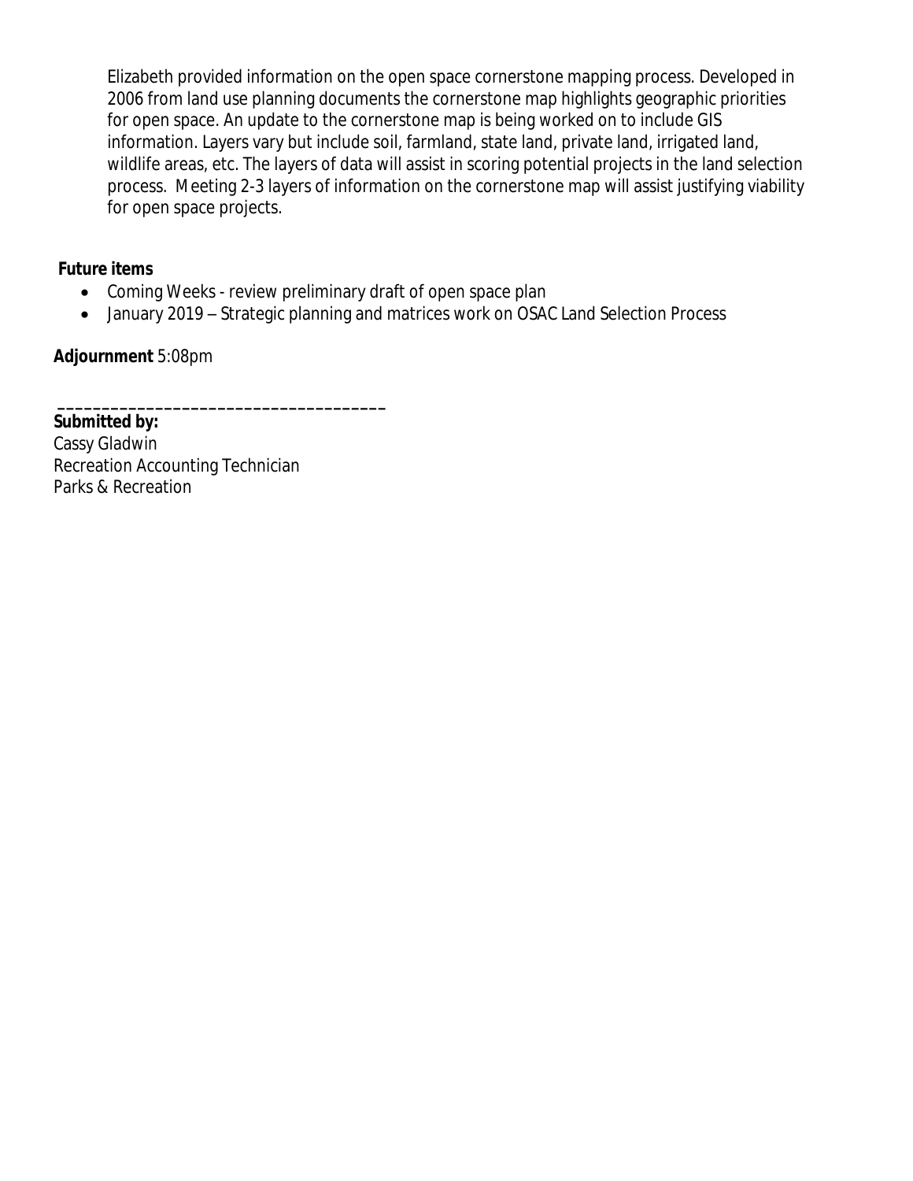Elizabeth provided information on the open space cornerstone mapping process. Developed in 2006 from land use planning documents the cornerstone map highlights geographic priorities for open space. An update to the cornerstone map is being worked on to include GIS information. Layers vary but include soil, farmland, state land, private land, irrigated land, wildlife areas, etc. The layers of data will assist in scoring potential projects in the land selection process. Meeting 2-3 layers of information on the cornerstone map will assist justifying viability for open space projects.

**Future items**

- Coming Weeks - review preliminary draft of open space plan
- January 2019 – Strategic planning and matrices work on OSAC Land Selection Process

**Adjournment** 5:08pm

\_\_\_\_\_\_\_\_\_\_\_\_\_\_\_\_\_\_\_\_\_\_\_\_\_\_\_\_\_\_\_\_\_\_\_\_\_

**Submitted by:**
Cassy Gladwin
Recreation Accounting Technician
Parks & Recreation